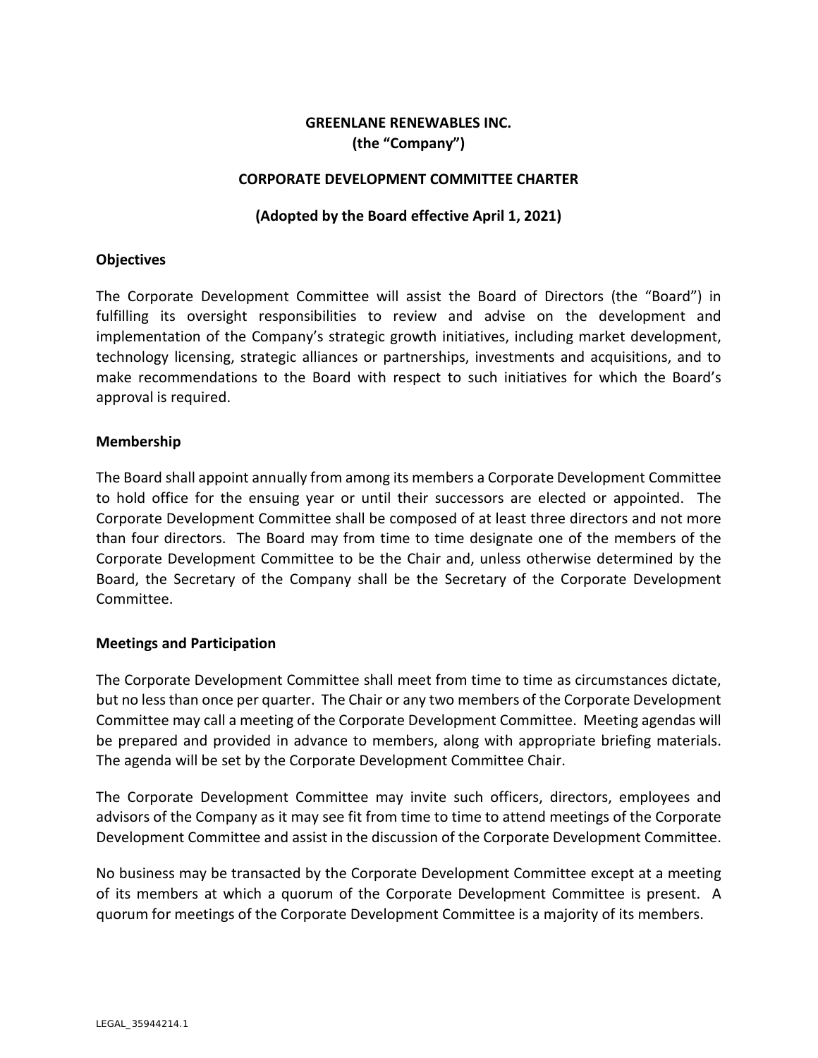**GREENLANE RENEWABLES INC.**
**(the "Company")**

**CORPORATE DEVELOPMENT COMMITTEE CHARTER**

**(Adopted by the Board effective April 1, 2021)**

## Objectives

The Corporate Development Committee will assist the Board of Directors (the "Board") in fulfilling its oversight responsibilities to review and advise on the development and implementation of the Company's strategic growth initiatives, including market development, technology licensing, strategic alliances or partnerships, investments and acquisitions, and to make recommendations to the Board with respect to such initiatives for which the Board's approval is required.

## Membership

The Board shall appoint annually from among its members a Corporate Development Committee to hold office for the ensuing year or until their successors are elected or appointed. The Corporate Development Committee shall be composed of at least three directors and not more than four directors. The Board may from time to time designate one of the members of the Corporate Development Committee to be the Chair and, unless otherwise determined by the Board, the Secretary of the Company shall be the Secretary of the Corporate Development Committee.

## Meetings and Participation

The Corporate Development Committee shall meet from time to time as circumstances dictate, but no less than once per quarter. The Chair or any two members of the Corporate Development Committee may call a meeting of the Corporate Development Committee. Meeting agendas will be prepared and provided in advance to members, along with appropriate briefing materials. The agenda will be set by the Corporate Development Committee Chair.

The Corporate Development Committee may invite such officers, directors, employees and advisors of the Company as it may see fit from time to time to attend meetings of the Corporate Development Committee and assist in the discussion of the Corporate Development Committee.

No business may be transacted by the Corporate Development Committee except at a meeting of its members at which a quorum of the Corporate Development Committee is present. A quorum for meetings of the Corporate Development Committee is a majority of its members.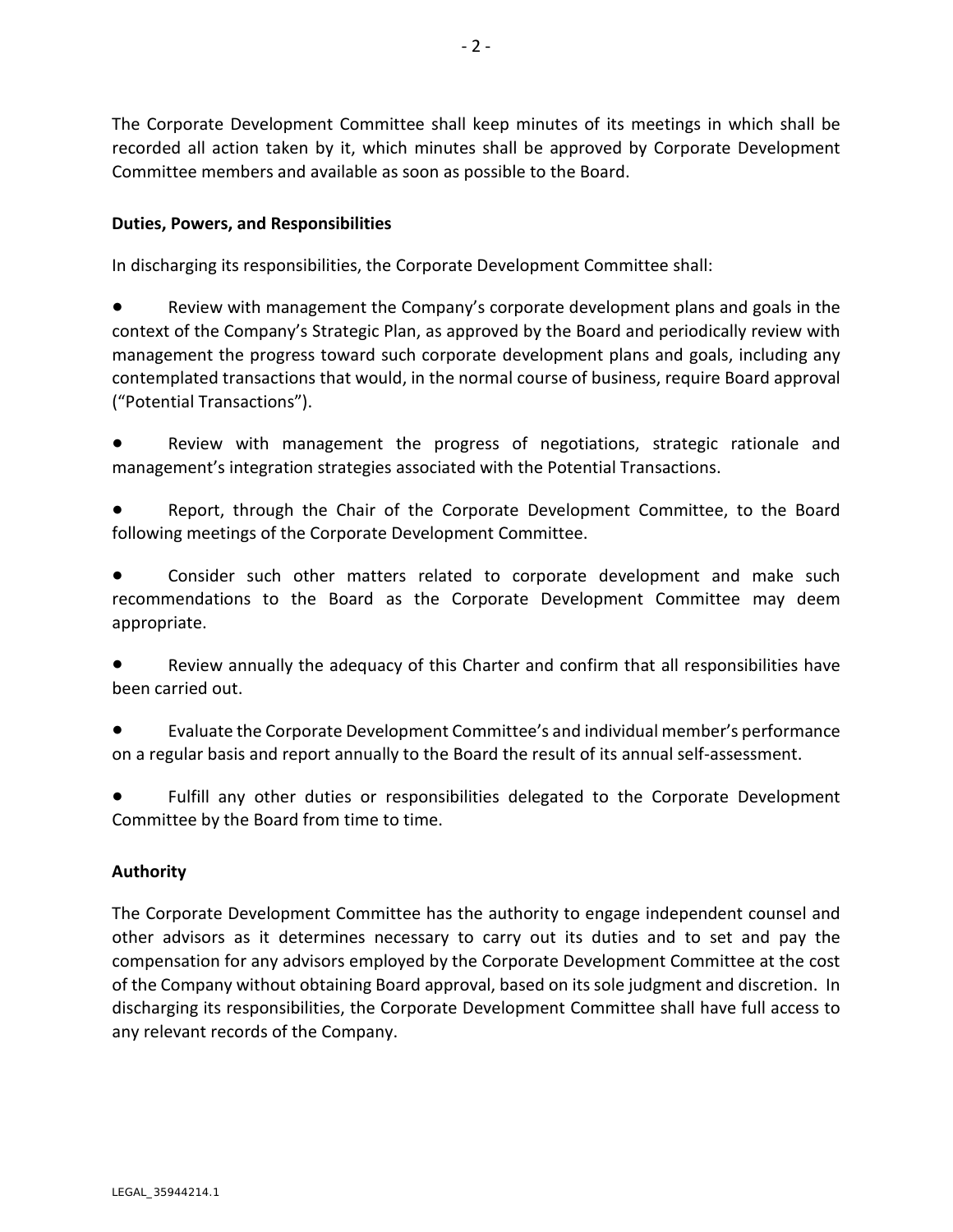The Corporate Development Committee shall keep minutes of its meetings in which shall be recorded all action taken by it, which minutes shall be approved by Corporate Development Committee members and available as soon as possible to the Board.

**Duties, Powers, and Responsibilities**

In discharging its responsibilities, the Corporate Development Committee shall:

- Review with management the Company's corporate development plans and goals in the context of the Company's Strategic Plan, as approved by the Board and periodically review with management the progress toward such corporate development plans and goals, including any contemplated transactions that would, in the normal course of business, require Board approval ("Potential Transactions").

- Review with management the progress of negotiations, strategic rationale and management's integration strategies associated with the Potential Transactions.

- Report, through the Chair of the Corporate Development Committee, to the Board following meetings of the Corporate Development Committee.

- Consider such other matters related to corporate development and make such recommendations to the Board as the Corporate Development Committee may deem appropriate.

- Review annually the adequacy of this Charter and confirm that all responsibilities have been carried out.

- Evaluate the Corporate Development Committee's and individual member's performance on a regular basis and report annually to the Board the result of its annual self-assessment.

- Fulfill any other duties or responsibilities delegated to the Corporate Development Committee by the Board from time to time.

**Authority**

The Corporate Development Committee has the authority to engage independent counsel and other advisors as it determines necessary to carry out its duties and to set and pay the compensation for any advisors employed by the Corporate Development Committee at the cost of the Company without obtaining Board approval, based on its sole judgment and discretion. In discharging its responsibilities, the Corporate Development Committee shall have full access to any relevant records of the Company.

LEGAL_35944214.1